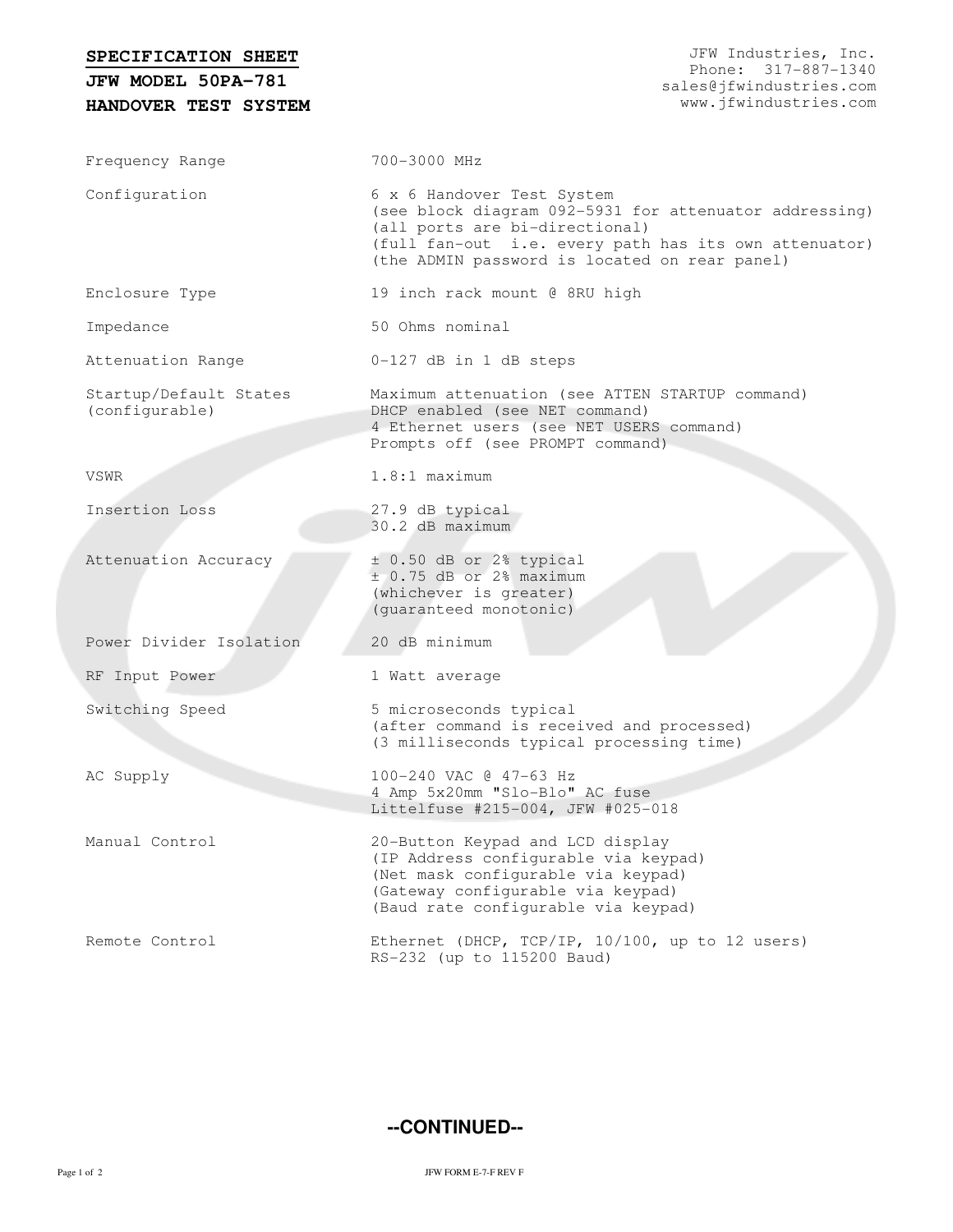# SPECIFICATION SHEET

## JFW MODEL 50PA-781

## HANDOVER TEST SYSTEM

JFW Industries, Inc.
Phone: 317-887-1340
sales@jfwindustries.com
www.jfwindustries.com

| | |
|---|---|
| Frequency Range | 700-3000 MHz |
| Configuration | 6 x 6 Handover Test System<br>(see block diagram 092-5931 for attenuator addressing)<br>(all ports are bi-directional)<br>(full fan-out i.e. every path has its own attenuator)<br>(the ADMIN password is located on rear panel) |
| Enclosure Type | 19 inch rack mount @ 8RU high |
| Impedance | 50 Ohms nominal |
| Attenuation Range | 0-127 dB in 1 dB steps |
| Startup/Default States (configurable) | Maximum attenuation (see ATTEN STARTUP command)<br>DHCP enabled (see NET command)<br>4 Ethernet users (see NET USERS command)<br>Prompts off (see PROMPT command) |
| VSWR | 1.8:1 maximum |
| Insertion Loss | 27.9 dB typical<br>30.2 dB maximum |
| Attenuation Accuracy | ± 0.50 dB or 2% typical<br>± 0.75 dB or 2% maximum<br>(whichever is greater)<br>(guaranteed monotonic) |
| Power Divider Isolation | 20 dB minimum |
| RF Input Power | 1 Watt average |
| Switching Speed | 5 microseconds typical<br>(after command is received and processed)<br>(3 milliseconds typical processing time) |
| AC Supply | 100-240 VAC @ 47-63 Hz<br>4 Amp 5x20mm "Slo-Blo" AC fuse<br>Littelfuse #215-004, JFW #025-018 |
| Manual Control | 20-Button Keypad and LCD display<br>(IP Address configurable via keypad)<br>(Net mask configurable via keypad)<br>(Gateway configurable via keypad)<br>(Baud rate configurable via keypad) |
| Remote Control | Ethernet (DHCP, TCP/IP, 10/100, up to 12 users)<br>RS-232 (up to 115200 Baud) |

**--CONTINUED--**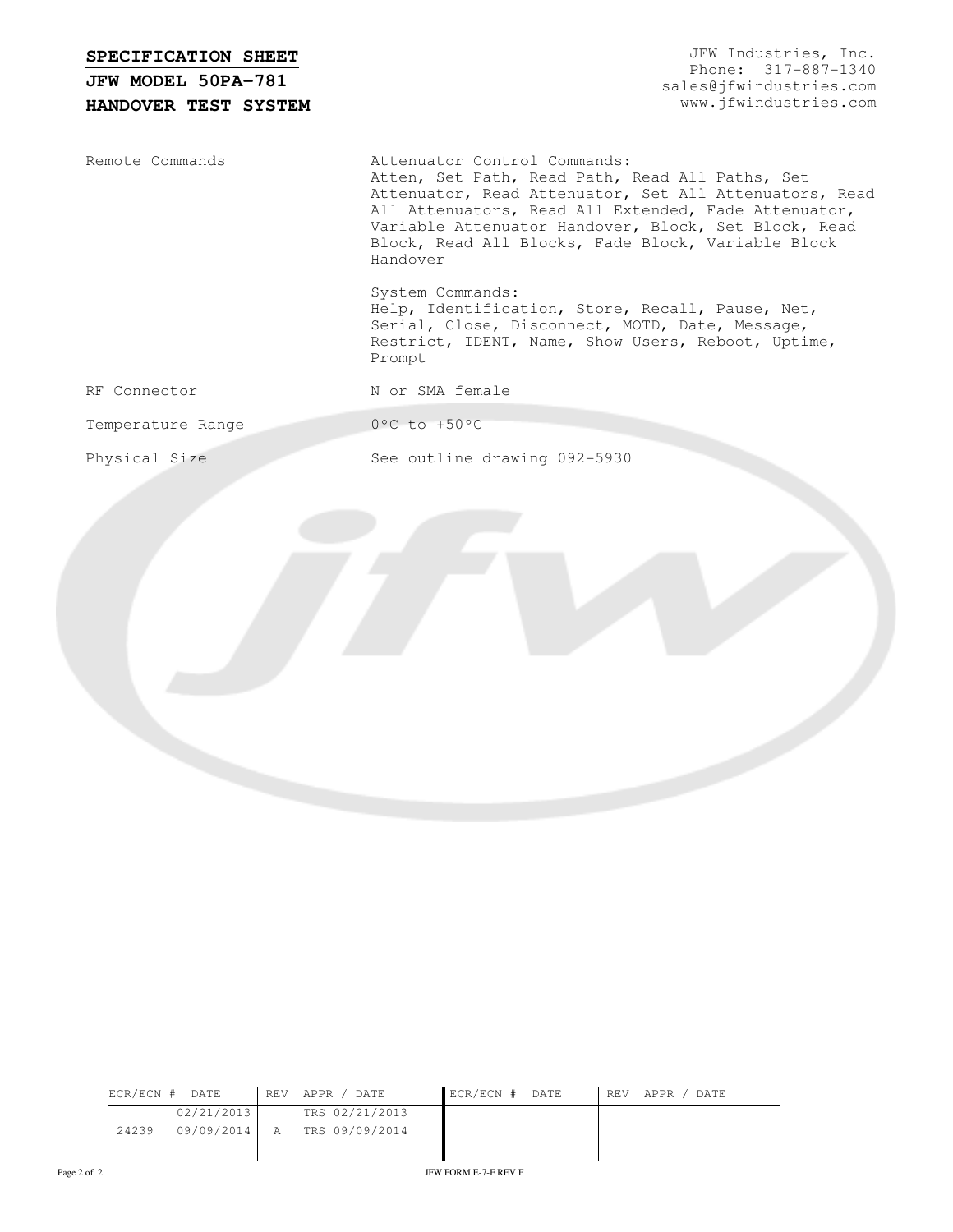**SPECIFICATION SHEET**

**JFW MODEL 50PA-781**

**HANDOVER TEST SYSTEM**

JFW Industries, Inc.
Phone: 317-887-1340
sales@jfwindustries.com
www.jfwindustries.com

| | |
|---|---|
| Remote Commands | Attenuator Control Commands: Atten, Set Path, Read Path, Read All Paths, Set Attenuator, Read Attenuator, Set All Attenuators, Read All Attenuators, Read All Extended, Fade Attenuator, Variable Attenuator Handover, Block, Set Block, Read Block, Read All Blocks, Fade Block, Variable Block Handover<br><br>System Commands: Help, Identification, Store, Recall, Pause, Net, Serial, Close, Disconnect, MOTD, Date, Message, Restrict, IDENT, Name, Show Users, Reboot, Uptime, Prompt |
| RF Connector | N or SMA female |
| Temperature Range | 0°C to +50°C |
| Physical Size | See outline drawing 092-5930 |

| ECR/ECN # | DATE | REV | APPR / DATE | ECR/ECN # | DATE | REV | APPR / DATE |
|---|---|---|---|---|---|---|---|
| | 02/21/2013 | | TRS 02/21/2013 | | | | |
| 24239 | 09/09/2014 | A | TRS 09/09/2014 | | | | |

JFW FORM E-7-F REV F